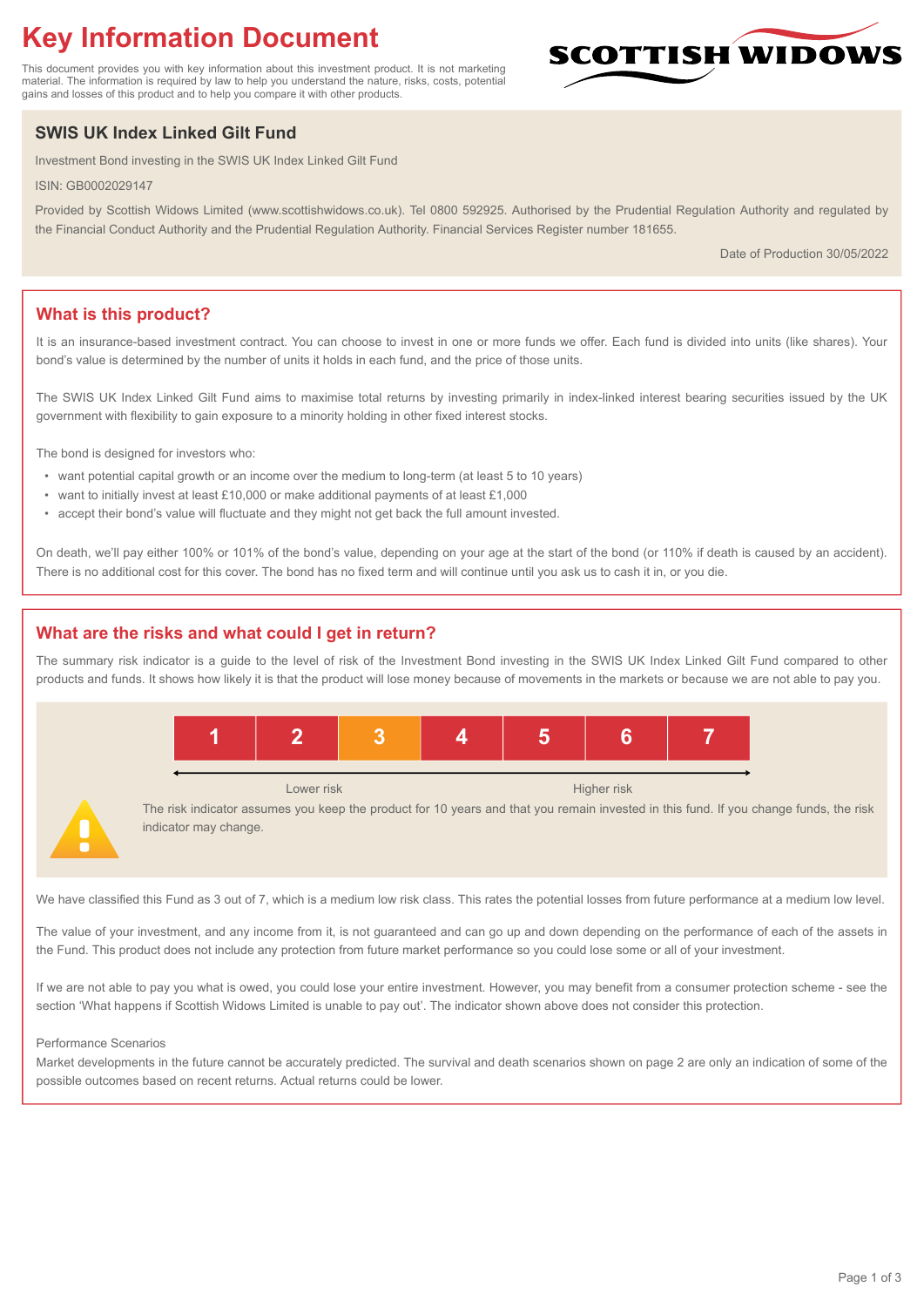# Key Information Document

This document provides you with key information about this investment product. It is not marketing material. The information is required by law to help you understand the nature, risks, costs, potential gains and losses of this product and to help you compare it with other products.

SCOTTISH WIDOWS

## SWIS UK Index Linked Gilt Fund

Investment Bond investing in the SWIS UK Index Linked Gilt Fund

ISIN: GB0002029147

Provided by Scottish Widows Limited (www.scottishwidows.co.uk). Tel 0800 592925. Authorised by the Prudential Regulation Authority and regulated by the Financial Conduct Authority and the Prudential Regulation Authority. Financial Services Register number 181655.

Date of Production 30/05/2022

## What is this product?

It is an insurance-based investment contract. You can choose to invest in one or more funds we offer. Each fund is divided into units (like shares). Your bond's value is determined by the number of units it holds in each fund, and the price of those units.

The SWIS UK Index Linked Gilt Fund aims to maximise total returns by investing primarily in index-linked interest bearing securities issued by the UK government with flexibility to gain exposure to a minority holding in other fixed interest stocks.

The bond is designed for investors who:

- want potential capital growth or an income over the medium to long-term (at least 5 to 10 years)
- want to initially invest at least £10,000 or make additional payments of at least £1,000
- accept their bond's value will fluctuate and they might not get back the full amount invested.

On death, we'll pay either 100% or 101% of the bond's value, depending on your age at the start of the bond (or 110% if death is caused by an accident). There is no additional cost for this cover. The bond has no fixed term and will continue until you ask us to cash it in, or you die.

## What are the risks and what could I get in return?

The summary risk indicator is a guide to the level of risk of the Investment Bond investing in the SWIS UK Index Linked Gilt Fund compared to other products and funds. It shows how likely it is that the product will lose money because of movements in the markets or because we are not able to pay you.

| 1 | 2 | **3** | 4 | 5 | 6 | 7 |
|---|---|---|---|---|---|---|

Lower risk ← → Higher risk

The risk indicator assumes you keep the product for 10 years and that you remain invested in this fund. If you change funds, the risk indicator may change.

We have classified this Fund as 3 out of 7, which is a medium low risk class. This rates the potential losses from future performance at a medium low level.

The value of your investment, and any income from it, is not guaranteed and can go up and down depending on the performance of each of the assets in the Fund. This product does not include any protection from future market performance so you could lose some or all of your investment.

If we are not able to pay you what is owed, you could lose your entire investment. However, you may benefit from a consumer protection scheme - see the section 'What happens if Scottish Widows Limited is unable to pay out'. The indicator shown above does not consider this protection.

Performance Scenarios

Market developments in the future cannot be accurately predicted. The survival and death scenarios shown on page 2 are only an indication of some of the possible outcomes based on recent returns. Actual returns could be lower.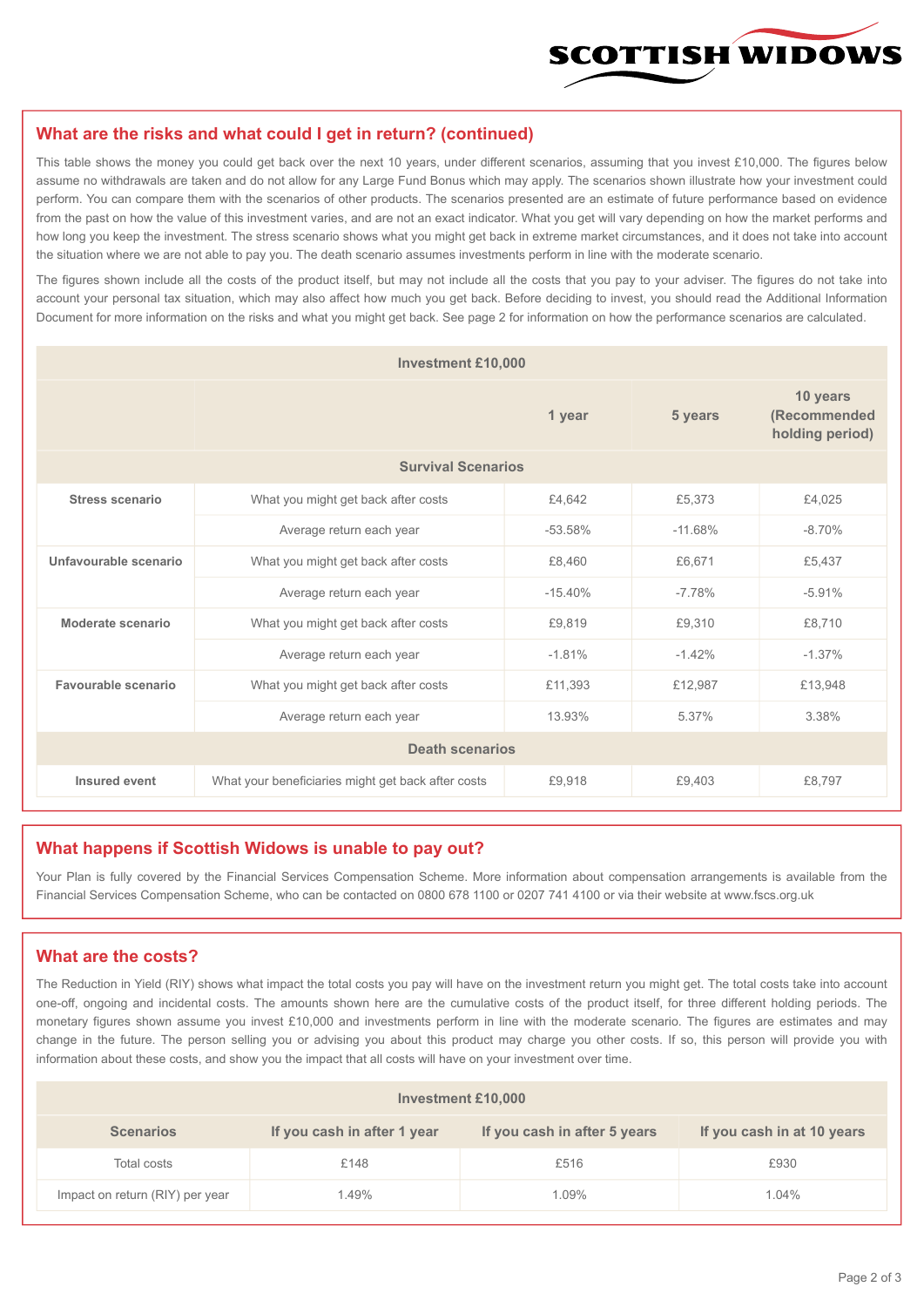## What are the risks and what could I get in return? (continued)

This table shows the money you could get back over the next 10 years, under different scenarios, assuming that you invest £10,000. The figures below assume no withdrawals are taken and do not allow for any Large Fund Bonus which may apply. The scenarios shown illustrate how your investment could perform. You can compare them with the scenarios of other products. The scenarios presented are an estimate of future performance based on evidence from the past on how the value of this investment varies, and are not an exact indicator. What you get will vary depending on how the market performs and how long you keep the investment. The stress scenario shows what you might get back in extreme market circumstances, and it does not take into account the situation where we are not able to pay you. The death scenario assumes investments perform in line with the moderate scenario.

The figures shown include all the costs of the product itself, but may not include all the costs that you pay to your adviser. The figures do not take into account your personal tax situation, which may also affect how much you get back. Before deciding to invest, you should read the Additional Information Document for more information on the risks and what you might get back. See page 2 for information on how the performance scenarios are calculated.

| Investment £10,000 | | | | |
|---|---|---|---|---|
| | | 1 year | 5 years | 10 years (Recommended holding period) |
| **Survival Scenarios** | | | | |
| **Stress scenario** | What you might get back after costs | £4,642 | £5,373 | £4,025 |
| | Average return each year | -53.58% | -11.68% | -8.70% |
| **Unfavourable scenario** | What you might get back after costs | £8,460 | £6,671 | £5,437 |
| | Average return each year | -15.40% | -7.78% | -5.91% |
| **Moderate scenario** | What you might get back after costs | £9,819 | £9,310 | £8,710 |
| | Average return each year | -1.81% | -1.42% | -1.37% |
| **Favourable scenario** | What you might get back after costs | £11,393 | £12,987 | £13,948 |
| | Average return each year | 13.93% | 5.37% | 3.38% |
| **Death scenarios** | | | | |
| **Insured event** | What your beneficiaries might get back after costs | £9,918 | £9,403 | £8,797 |

## What happens if Scottish Widows is unable to pay out?

Your Plan is fully covered by the Financial Services Compensation Scheme. More information about compensation arrangements is available from the Financial Services Compensation Scheme, who can be contacted on 0800 678 1100 or 0207 741 4100 or via their website at www.fscs.org.uk

## What are the costs?

The Reduction in Yield (RIY) shows what impact the total costs you pay will have on the investment return you might get. The total costs take into account one-off, ongoing and incidental costs. The amounts shown here are the cumulative costs of the product itself, for three different holding periods. The monetary figures shown assume you invest £10,000 and investments perform in line with the moderate scenario. The figures are estimates and may change in the future. The person selling you or advising you about this product may charge you other costs. If so, this person will provide you with information about these costs, and show you the impact that all costs will have on your investment over time.

| Investment £10,000 | | | |
|---|---|---|---|
| **Scenarios** | **If you cash in after 1 year** | **If you cash in after 5 years** | **If you cash in at 10 years** |
| Total costs | £148 | £516 | £930 |
| Impact on return (RIY) per year | 1.49% | 1.09% | 1.04% |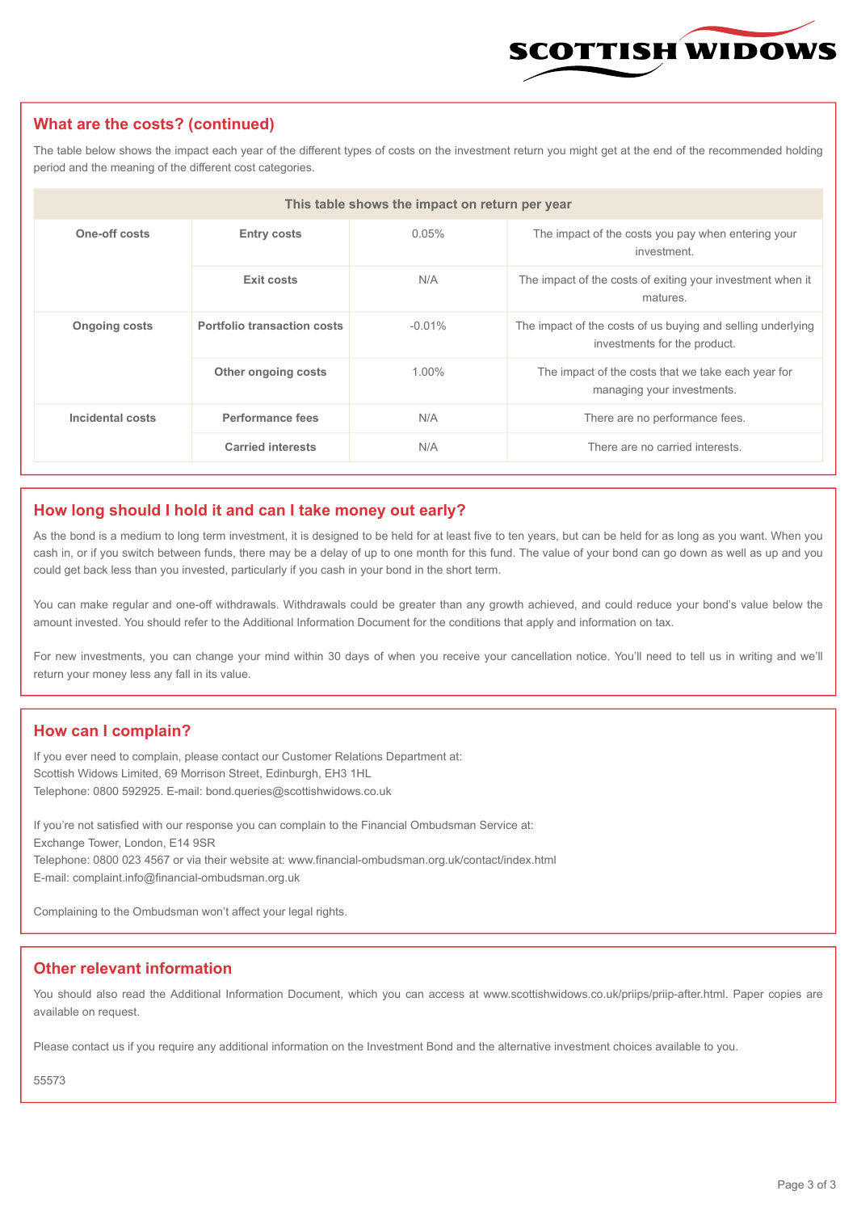## What are the costs? (continued)

The table below shows the impact each year of the different types of costs on the investment return you might get at the end of the recommended holding period and the meaning of the different cost categories.

| This table shows the impact on return per year | | | |
|---|---|---|---|
| **One-off costs** | **Entry costs** | 0.05% | The impact of the costs you pay when entering your investment. |
| | **Exit costs** | N/A | The impact of the costs of exiting your investment when it matures. |
| **Ongoing costs** | **Portfolio transaction costs** | -0.01% | The impact of the costs of us buying and selling underlying investments for the product. |
| | **Other ongoing costs** | 1.00% | The impact of the costs that we take each year for managing your investments. |
| **Incidental costs** | **Performance fees** | N/A | There are no performance fees. |
| | **Carried interests** | N/A | There are no carried interests. |

## How long should I hold it and can I take money out early?

As the bond is a medium to long term investment, it is designed to be held for at least five to ten years, but can be held for as long as you want. When you cash in, or if you switch between funds, there may be a delay of up to one month for this fund. The value of your bond can go down as well as up and you could get back less than you invested, particularly if you cash in your bond in the short term.

You can make regular and one-off withdrawals. Withdrawals could be greater than any growth achieved, and could reduce your bond's value below the amount invested. You should refer to the Additional Information Document for the conditions that apply and information on tax.

For new investments, you can change your mind within 30 days of when you receive your cancellation notice. You'll need to tell us in writing and we'll return your money less any fall in its value.

## How can I complain?

If you ever need to complain, please contact our Customer Relations Department at:
Scottish Widows Limited, 69 Morrison Street, Edinburgh, EH3 1HL
Telephone: 0800 592925. E-mail: bond.queries@scottishwidows.co.uk

If you're not satisfied with our response you can complain to the Financial Ombudsman Service at:
Exchange Tower, London, E14 9SR
Telephone: 0800 023 4567 or via their website at: www.financial-ombudsman.org.uk/contact/index.html
E-mail: complaint.info@financial-ombudsman.org.uk

Complaining to the Ombudsman won't affect your legal rights.

## Other relevant information

You should also read the Additional Information Document, which you can access at www.scottishwidows.co.uk/priips/priip-after.html. Paper copies are available on request.

Please contact us if you require any additional information on the Investment Bond and the alternative investment choices available to you.

55573